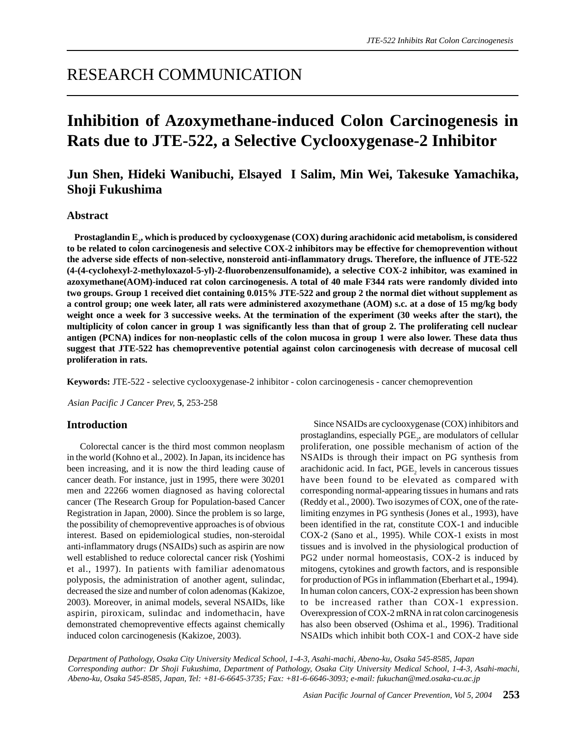RESEARCH COMMUNICATION

# Inhibition of Azoxymethane-induced Colon Carcinogenesis in Rats due to JTE-522, a Selective Cyclooxygenase-2 Inhibitor

**Jun Shen, Hideki Wanibuchi, Elsayed I Salim, Min Wei, Takesuke Yamachika, Shoji Fukushima**

## Abstract

**Prostaglandin $E_2$, which is produced by cyclooxygenase (COX) during arachidonic acid metabolism, is considered to be related to colon carcinogenesis and selective COX-2 inhibitors may be effective for chemoprevention without the adverse side effects of non-selective, nonsteroid anti-inflammatory drugs. Therefore, the influence of JTE-522 (4-(4-cyclohexyl-2-methyloxazol-5-yl)-2-fluorobenzensulfonamide), a selective COX-2 inhibitor, was examined in azoxymethane(AOM)-induced rat colon carcinogenesis. A total of 40 male F344 rats were randomly divided into two groups. Group 1 received diet containing 0.015% JTE-522 and group 2 the normal diet without supplement as a control group; one week later, all rats were administered axozymethane (AOM) s.c. at a dose of 15 mg/kg body weight once a week for 3 successive weeks. At the termination of the experiment (30 weeks after the start), the multiplicity of colon cancer in group 1 was significantly less than that of group 2. The proliferating cell nuclear antigen (PCNA) indices for non-neoplastic cells of the colon mucosa in group 1 were also lower. These data thus suggest that JTE-522 has chemopreventive potential against colon carcinogenesis with decrease of mucosal cell proliferation in rats.**

**Keywords:** JTE-522 - selective cyclooxygenase-2 inhibitor - colon carcinogenesis - cancer chemoprevention

*Asian Pacific J Cancer Prev,* **5**, 253-258

## Introduction

Colorectal cancer is the third most common neoplasm in the world (Kohno et al., 2002). In Japan, its incidence has been increasing, and it is now the third leading cause of cancer death. For instance, just in 1995, there were 30201 men and 22266 women diagnosed as having colorectal cancer (The Research Group for Population-based Cancer Registration in Japan, 2000). Since the problem is so large, the possibility of chemopreventive approaches is of obvious interest. Based on epidemiological studies, non-steroidal anti-inflammatory drugs (NSAIDs) such as aspirin are now well established to reduce colorectal cancer risk (Yoshimi et al., 1997). In patients with familiar adenomatous polyposis, the administration of another agent, sulindac, decreased the size and number of colon adenomas (Kakizoe, 2003). Moreover, in animal models, several NSAIDs, like aspirin, piroxicam, sulindac and indomethacin, have demonstrated chemopreventive effects against chemically induced colon carcinogenesis (Kakizoe, 2003).

Since NSAIDs are cyclooxygenase (COX) inhibitors and prostaglandins, especially $PGE_2$, are modulators of cellular proliferation, one possible mechanism of action of the NSAIDs is through their impact on PG synthesis from arachidonic acid. In fact, $PGE_2$ levels in cancerous tissues have been found to be elevated as compared with corresponding normal-appearing tissues in humans and rats (Reddy et al., 2000). Two isozymes of COX, one of the rate-limiting enzymes in PG synthesis (Jones et al., 1993), have been identified in the rat, constitute COX-1 and inducible COX-2 (Sano et al., 1995). While COX-1 exists in most tissues and is involved in the physiological production of PG2 under normal homeostasis, COX-2 is induced by mitogens, cytokines and growth factors, and is responsible for production of PGs in inflammation (Eberhart et al., 1994). In human colon cancers, COX-2 expression has been shown to be increased rather than COX-1 expression. Overexpression of COX-2 mRNA in rat colon carcinogenesis has also been observed (Oshima et al., 1996). Traditional NSAIDs which inhibit both COX-1 and COX-2 have side

*Department of Pathology, Osaka City University Medical School, 1-4-3, Asahi-machi, Abeno-ku, Osaka 545-8585, Japan Corresponding author: Dr Shoji Fukushima, Department of Pathology, Osaka City University Medical School, 1-4-3, Asahi-machi, Abeno-ku, Osaka 545-8585, Japan, Tel: +81-6-6645-3735; Fax: +81-6-6646-3093; e-mail: fukuchan@med.osaka-cu.ac.jp*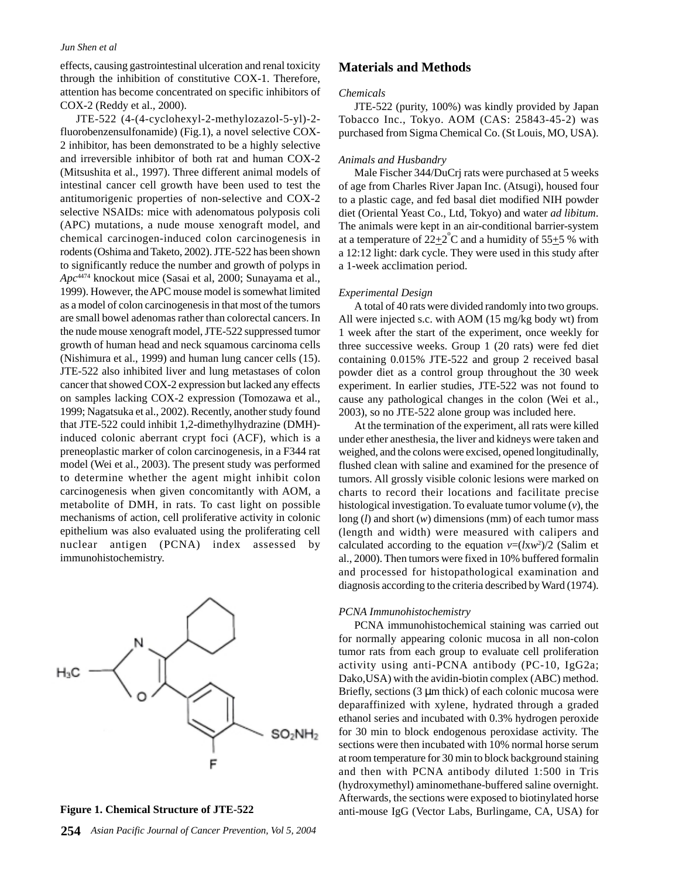effects, causing gastrointestinal ulceration and renal toxicity through the inhibition of constitutive COX-1. Therefore, attention has become concentrated on specific inhibitors of COX-2 (Reddy et al., 2000).

JTE-522 (4-(4-cyclohexyl-2-methylozazol-5-yl)-2-fluorobenzensulfonamide) (Fig.1), a novel selective COX-2 inhibitor, has been demonstrated to be a highly selective and irreversible inhibitor of both rat and human COX-2 (Mitsushita et al., 1997). Three different animal models of intestinal cancer cell growth have been used to test the antitumorigenic properties of non-selective and COX-2 selective NSAIDs: mice with adenomatous polyposis coli (APC) mutations, a nude mouse xenograft model, and chemical carcinogen-induced colon carcinogenesis in rodents (Oshima and Taketo, 2002). JTE-522 has been shown to significantly reduce the number and growth of polyps in *Apc*[Δ474] knockout mice (Sasai et al, 2000; Sunayama et al., 1999). However, the APC mouse model is somewhat limited as a model of colon carcinogenesis in that most of the tumors are small bowel adenomas rather than colorectal cancers. In the nude mouse xenograft model, JTE-522 suppressed tumor growth of human head and neck squamous carcinoma cells (Nishimura et al., 1999) and human lung cancer cells (15). JTE-522 also inhibited liver and lung metastases of colon cancer that showed COX-2 expression but lacked any effects on samples lacking COX-2 expression (Tomozawa et al., 1999; Nagatsuka et al., 2002). Recently, another study found that JTE-522 could inhibit 1,2-dimethylhydrazine (DMH)-induced colonic aberrant crypt foci (ACF), which is a preneoplastic marker of colon carcinogenesis, in a F344 rat model (Wei et al., 2003). The present study was performed to determine whether the agent might inhibit colon carcinogenesis when given concomitantly with AOM, a metabolite of DMH, in rats. To cast light on possible mechanisms of action, cell proliferative activity in colonic epithelium was also evaluated using the proliferating cell nuclear antigen (PCNA) index assessed by immunohistochemistry.

**Figure 1. Chemical Structure of JTE-522**

## Materials and Methods

*Chemicals*

JTE-522 (purity, 100%) was kindly provided by Japan Tobacco Inc., Tokyo. AOM (CAS: 25843-45-2) was purchased from Sigma Chemical Co. (St Louis, MO, USA).

*Animals and Husbandry*

Male Fischer 344/DuCrj rats were purchased at 5 weeks of age from Charles River Japan Inc. (Atsugi), housed four to a plastic cage, and fed basal diet modified NIH powder diet (Oriental Yeast Co., Ltd, Tokyo) and water *ad libitum*. The animals were kept in an air-conditional barrier-system at a temperature of $22\pm2^{\circ}$C and a humidity of $55\pm5$ % with a 12:12 light: dark cycle. They were used in this study after a 1-week acclimation period.

*Experimental Design*

A total of 40 rats were divided randomly into two groups. All were injected s.c. with AOM (15 mg/kg body wt) from 1 week after the start of the experiment, once weekly for three successive weeks. Group 1 (20 rats) were fed diet containing 0.015% JTE-522 and group 2 received basal powder diet as a control group throughout the 30 week experiment. In earlier studies, JTE-522 was not found to cause any pathological changes in the colon (Wei et al., 2003), so no JTE-522 alone group was included here.

At the termination of the experiment, all rats were killed under ether anesthesia, the liver and kidneys were taken and weighed, and the colons were excised, opened longitudinally, flushed clean with saline and examined for the presence of tumors. All grossly visible colonic lesions were marked on charts to record their locations and facilitate precise histological investigation. To evaluate tumor volume ($v$), the long ($l$) and short ($w$) dimensions (mm) of each tumor mass (length and width) were measured with calipers and calculated according to the equation $v=(l x w^2)/2$ (Salim et al., 2000). Then tumors were fixed in 10% buffered formalin and processed for histopathological examination and diagnosis according to the criteria described by Ward (1974).

*PCNA Immunohistochemistry*

PCNA immunohistochemical staining was carried out for normally appearing colonic mucosa in all non-colon tumor rats from each group to evaluate cell proliferation activity using anti-PCNA antibody (PC-10, IgG2a; Dako,USA) with the avidin-biotin complex (ABC) method. Briefly, sections (3 μm thick) of each colonic mucosa were deparaffinized with xylene, hydrated through a graded ethanol series and incubated with 0.3% hydrogen peroxide for 30 min to block endogenous peroxidase activity. The sections were then incubated with 10% normal horse serum at room temperature for 30 min to block background staining and then with PCNA antibody diluted 1:500 in Tris (hydroxymethyl) aminomethane-buffered saline overnight. Afterwards, the sections were exposed to biotinylated horse anti-mouse IgG (Vector Labs, Burlingame, CA, USA) for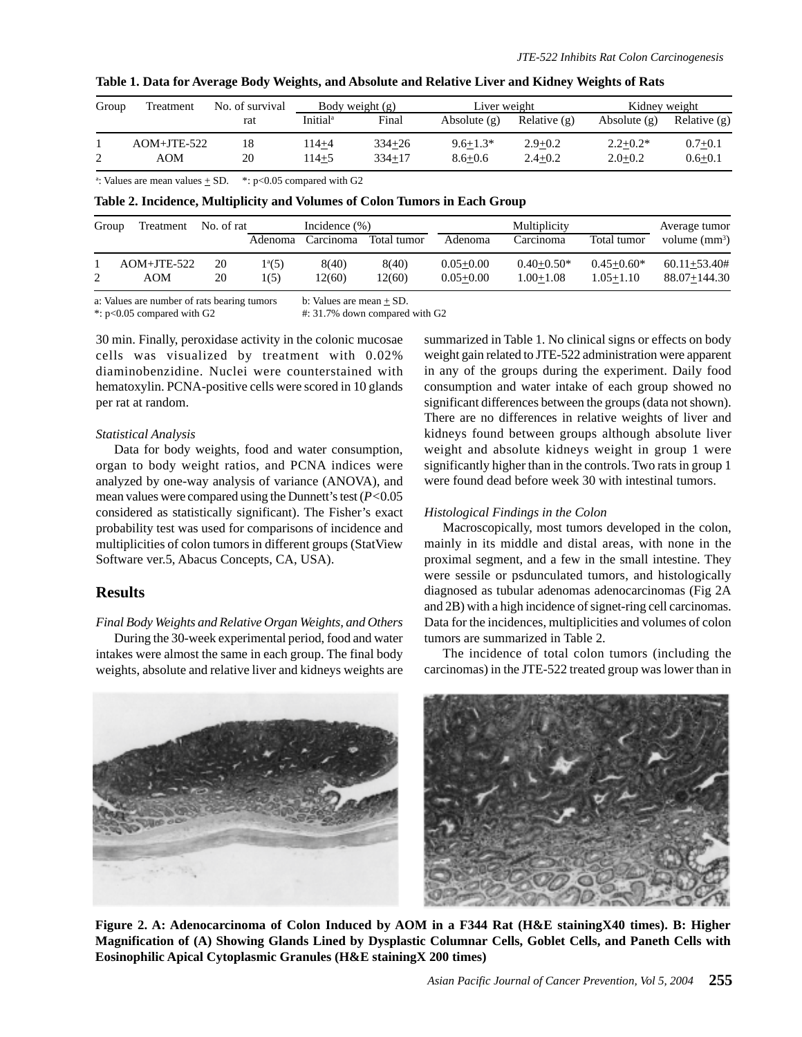**Table 1. Data for Average Body Weights, and Absolute and Relative Liver and Kidney Weights of Rats**

| Group | Treatment | No. of survival rat | Body weight (g) | | Liver weight | | Kidney weight | |
|---|---|---|---|---|---|---|---|---|
| | | | Initial[a] | Final | Absolute (g) | Relative (g) | Absolute (g) | Relative (g) |
| 1 | AOM+JTE-522 | 18 | 114±4 | 334±26 | 9.6±1.3* | 2.9±0.2 | 2.2±0.2* | 0.7±0.1 |
| 2 | AOM | 20 | 114±5 | 334±17 | 8.6±0.6 | 2.4±0.2 | 2.0±0.2 | 0.6±0.1 |

[a]: Values are mean values ± SD. *: p<0.05 compared with G2

**Table 2. Incidence, Multiplicity and Volumes of Colon Tumors in Each Group**

| Group | Treatment | No. of rat | Incidence (%) | | | Multiplicity | | | Average tumor volume ($mm^3$) |
|---|---|---|---|---|---|---|---|---|---|
| | | | Adenoma | Carcinoma | Total tumor | Adenoma | Carcinoma | Total tumor | |
| 1 | AOM+JTE-522 | 20 | 1[a](5) | 8(40) | 8(40) | 0.05±0.00 | 0.40±0.50* | 0.45±0.60* | 60.11±53.40# |
| 2 | AOM | 20 | 1(5) | 12(60) | 12(60) | 0.05±0.00 | 1.00±1.08 | 1.05±1.10 | 88.07±144.30 |

a: Values are number of rats bearing tumors b: Values are mean ± SD.
*: p<0.05 compared with G2 #: 31.7% down compared with G2

30 min. Finally, peroxidase activity in the colonic mucosae cells was visualized by treatment with 0.02% diaminobenzidine. Nuclei were counterstained with hematoxylin. PCNA-positive cells were scored in 10 glands per rat at random.

*Statistical Analysis*

Data for body weights, food and water consumption, organ to body weight ratios, and PCNA indices were analyzed by one-way analysis of variance (ANOVA), and mean values were compared using the Dunnett's test ($P<0.05$ considered as statistically significant). The Fisher's exact probability test was used for comparisons of incidence and multiplicities of colon tumors in different groups (StatView Software ver.5, Abacus Concepts, CA, USA).

## Results

*Final Body Weights and Relative Organ Weights, and Others*

During the 30-week experimental period, food and water intakes were almost the same in each group. The final body weights, absolute and relative liver and kidneys weights are summarized in Table 1. No clinical signs or effects on body weight gain related to JTE-522 administration were apparent in any of the groups during the experiment. Daily food consumption and water intake of each group showed no significant differences between the groups (data not shown). There are no differences in relative weights of liver and kidneys found between groups although absolute liver weight and absolute kidneys weight in group 1 were significantly higher than in the controls. Two rats in group 1 were found dead before week 30 with intestinal tumors.

*Histological Findings in the Colon*

Macroscopically, most tumors developed in the colon, mainly in its middle and distal areas, with none in the proximal segment, and a few in the small intestine. They were sessile or psdunculated tumors, and histologically diagnosed as tubular adenomas adenocarcinomas (Fig 2A and 2B) with a high incidence of signet-ring cell carcinomas. Data for the incidences, multiplicities and volumes of colon tumors are summarized in Table 2.

The incidence of total colon tumors (including the carcinomas) in the JTE-522 treated group was lower than in

**Figure 2. A: Adenocarcinoma of Colon Induced by AOM in a F344 Rat (H&E stainingX40 times). B: Higher Magnification of (A) Showing Glands Lined by Dysplastic Columnar Cells, Goblet Cells, and Paneth Cells with Eosinophilic Apical Cytoplasmic Granules (H&E stainingX 200 times)**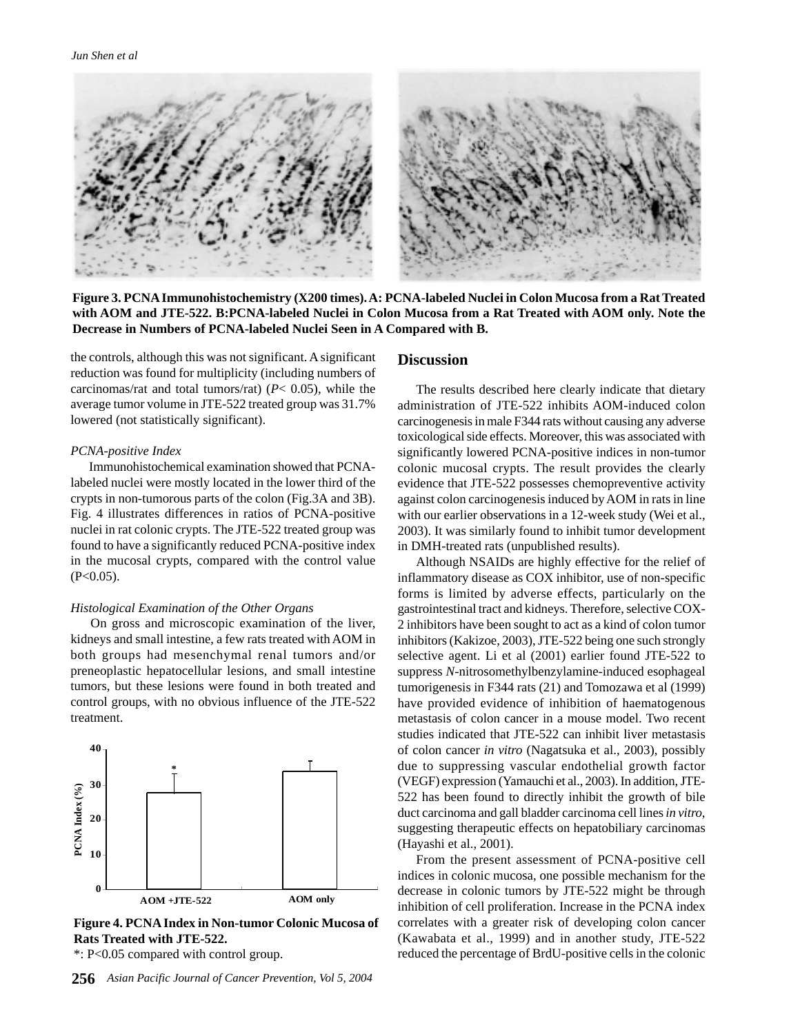**Figure 3. PCNA Immunohistochemistry (X200 times). A: PCNA-labeled Nuclei in Colon Mucosa from a Rat Treated with AOM and JTE-522. B:PCNA-labeled Nuclei in Colon Mucosa from a Rat Treated with AOM only. Note the Decrease in Numbers of PCNA-labeled Nuclei Seen in A Compared with B.**

the controls, although this was not significant. A significant reduction was found for multiplicity (including numbers of carcinomas/rat and total tumors/rat) ($P < 0.05$), while the average tumor volume in JTE-522 treated group was 31.7% lowered (not statistically significant).

*PCNA-positive Index*

Immunohistochemical examination showed that PCNA-labeled nuclei were mostly located in the lower third of the crypts in non-tumorous parts of the colon (Fig.3A and 3B). Fig. 4 illustrates differences in ratios of PCNA-positive nuclei in rat colonic crypts. The JTE-522 treated group was found to have a significantly reduced PCNA-positive index in the mucosal crypts, compared with the control value ($P<0.05$).

*Histological Examination of the Other Organs*

On gross and microscopic examination of the liver, kidneys and small intestine, a few rats treated with AOM in both groups had mesenchymal renal tumors and/or preneoplastic hepatocellular lesions, and small intestine tumors, but these lesions were found in both treated and control groups, with no obvious influence of the JTE-522 treatment.

**Figure 4. PCNA Index in Non-tumor Colonic Mucosa of Rats Treated with JTE-522.**

*: P<0.05 compared with control group.

## Discussion

The results described here clearly indicate that dietary administration of JTE-522 inhibits AOM-induced colon carcinogenesis in male F344 rats without causing any adverse toxicological side effects. Moreover, this was associated with significantly lowered PCNA-positive indices in non-tumor colonic mucosal crypts. The result provides the clearly evidence that JTE-522 possesses chemopreventive activity against colon carcinogenesis induced by AOM in rats in line with our earlier observations in a 12-week study (Wei et al., 2003). It was similarly found to inhibit tumor development in DMH-treated rats (unpublished results).

Although NSAIDs are highly effective for the relief of inflammatory disease as COX inhibitor, use of non-specific forms is limited by adverse effects, particularly on the gastrointestinal tract and kidneys. Therefore, selective COX-2 inhibitors have been sought to act as a kind of colon tumor inhibitors (Kakizoe, 2003), JTE-522 being one such strongly selective agent. Li et al (2001) earlier found JTE-522 to suppress *N*-nitrosomethylbenzylamine-induced esophageal tumorigenesis in F344 rats (21) and Tomozawa et al (1999) have provided evidence of inhibition of haematogenous metastasis of colon cancer in a mouse model. Two recent studies indicated that JTE-522 can inhibit liver metastasis of colon cancer *in vitro* (Nagatsuka et al., 2003), possibly due to suppressing vascular endothelial growth factor (VEGF) expression (Yamauchi et al., 2003). In addition, JTE-522 has been found to directly inhibit the growth of bile duct carcinoma and gall bladder carcinoma cell lines *in vitro*, suggesting therapeutic effects on hepatobiliary carcinomas (Hayashi et al., 2001).

From the present assessment of PCNA-positive cell indices in colonic mucosa, one possible mechanism for the decrease in colonic tumors by JTE-522 might be through inhibition of cell proliferation. Increase in the PCNA index correlates with a greater risk of developing colon cancer (Kawabata et al., 1999) and in another study, JTE-522 reduced the percentage of BrdU-positive cells in the colonic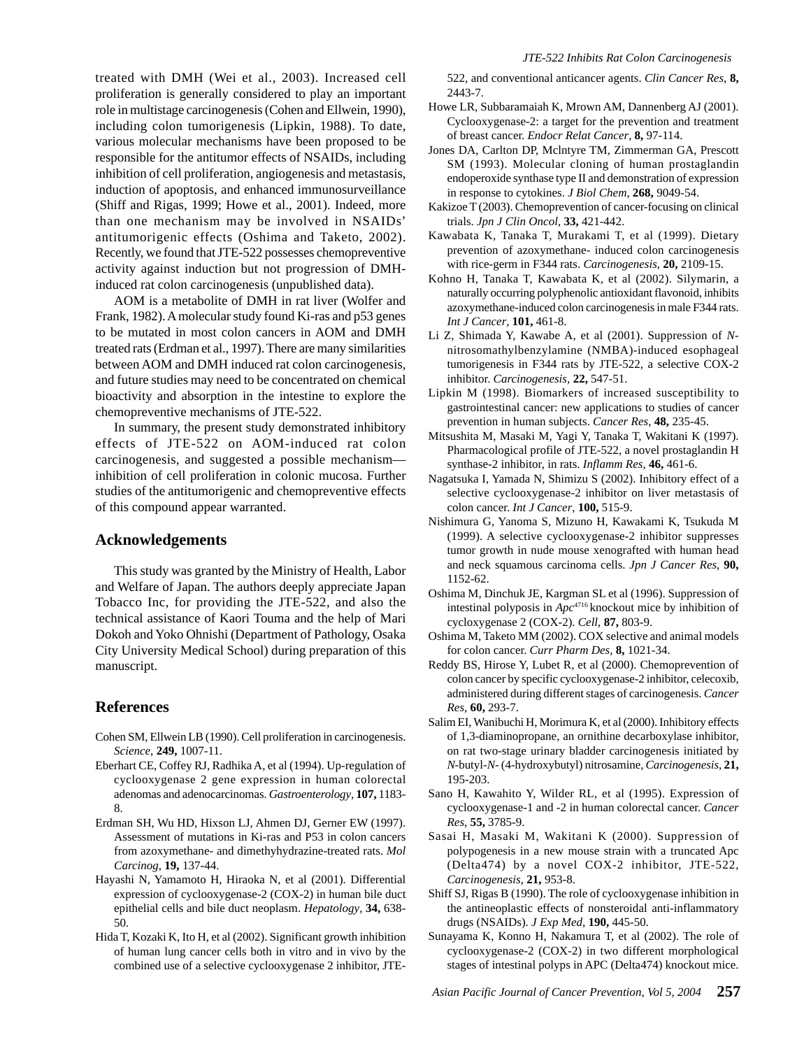treated with DMH (Wei et al., 2003). Increased cell proliferation is generally considered to play an important role in multistage carcinogenesis (Cohen and Ellwein, 1990), including colon tumorigenesis (Lipkin, 1988). To date, various molecular mechanisms have been proposed to be responsible for the antitumor effects of NSAIDs, including inhibition of cell proliferation, angiogenesis and metastasis, induction of apoptosis, and enhanced immunosurveillance (Shiff and Rigas, 1999; Howe et al., 2001). Indeed, more than one mechanism may be involved in NSAIDs' antitumorigenic effects (Oshima and Taketo, 2002). Recently, we found that JTE-522 possesses chemopreventive activity against induction but not progression of DMH-induced rat colon carcinogenesis (unpublished data).

AOM is a metabolite of DMH in rat liver (Wolfer and Frank, 1982). A molecular study found Ki-ras and p53 genes to be mutated in most colon cancers in AOM and DMH treated rats (Erdman et al., 1997). There are many similarities between AOM and DMH induced rat colon carcinogenesis, and future studies may need to be concentrated on chemical bioactivity and absorption in the intestine to explore the chemopreventive mechanisms of JTE-522.

In summary, the present study demonstrated inhibitory effects of JTE-522 on AOM-induced rat colon carcinogenesis, and suggested a possible mechanism—inhibition of cell proliferation in colonic mucosa. Further studies of the antitumorigenic and chemopreventive effects of this compound appear warranted.

## Acknowledgements

This study was granted by the Ministry of Health, Labor and Welfare of Japan. The authors deeply appreciate Japan Tobacco Inc, for providing the JTE-522, and also the technical assistance of Kaori Touma and the help of Mari Dokoh and Yoko Ohnishi (Department of Pathology, Osaka City University Medical School) during preparation of this manuscript.

## References

Cohen SM, Ellwein LB (1990). Cell proliferation in carcinogenesis. *Science*, **249,** 1007-11.

Eberhart CE, Coffey RJ, Radhika A, et al (1994). Up-regulation of cyclooxygenase 2 gene expression in human colorectal adenomas and adenocarcinomas. *Gastroenterology*, **107,** 1183-8.

Erdman SH, Wu HD, Hixson LJ, Ahmen DJ, Gerner EW (1997). Assessment of mutations in Ki-ras and P53 in colon cancers from azoxymethane- and dimethyhydrazine-treated rats. *Mol Carcinog*, **19,** 137-44.

Hayashi N, Yamamoto H, Hiraoka N, et al (2001). Differential expression of cyclooxygenase-2 (COX-2) in human bile duct epithelial cells and bile duct neoplasm. *Hepatology*, **34,** 638-50.

Hida T, Kozaki K, Ito H, et al (2002). Significant growth inhibition of human lung cancer cells both in vitro and in vivo by the combined use of a selective cyclooxygenase 2 inhibitor, JTE-522, and conventional anticancer agents. *Clin Cancer Res*, **8,** 2443-7.

Howe LR, Subbaramaiah K, Mrown AM, Dannenberg AJ (2001). Cyclooxygenase-2: a target for the prevention and treatment of breast cancer. *Endocr Relat Cancer*, **8,** 97-114.

Jones DA, Carlton DP, Mclntyre TM, Zimmerman GA, Prescott SM (1993). Molecular cloning of human prostaglandin endoperoxide synthase type II and demonstration of expression in response to cytokines. *J Biol Chem*, **268,** 9049-54.

Kakizoe T (2003). Chemoprevention of cancer-focusing on clinical trials. *Jpn J Clin Oncol*, **33,** 421-442.

Kawabata K, Tanaka T, Murakami T, et al (1999). Dietary prevention of azoxymethane- induced colon carcinogenesis with rice-germ in F344 rats. *Carcinogenesis*, **20,** 2109-15.

Kohno H, Tanaka T, Kawabata K, et al (2002). Silymarin, a naturally occurring polyphenolic antioxidant flavonoid, inhibits azoxymethane-induced colon carcinogenesis in male F344 rats. *Int J Cancer*, **101,** 461-8.

Li Z, Shimada Y, Kawabe A, et al (2001). Suppression of *N*-nitrosomathylbenzylamine (NMBA)-induced esophageal tumorigenesis in F344 rats by JTE-522, a selective COX-2 inhibitor. *Carcinogenesis*, **22,** 547-51.

Lipkin M (1998). Biomarkers of increased susceptibility to gastrointestinal cancer: new applications to studies of cancer prevention in human subjects. *Cancer Res*, **48,** 235-45.

Mitsushita M, Masaki M, Yagi Y, Tanaka T, Wakitani K (1997). Pharmacological profile of JTE-522, a novel prostaglandin H synthase-2 inhibitor, in rats. *Inflamm Res*, **46,** 461-6.

Nagatsuka I, Yamada N, Shimizu S (2002). Inhibitory effect of a selective cyclooxygenase-2 inhibitor on liver metastasis of colon cancer. *Int J Cancer*, **100,** 515-9.

Nishimura G, Yanoma S, Mizuno H, Kawakami K, Tsukuda M (1999). A selective cyclooxygenase-2 inhibitor suppresses tumor growth in nude mouse xenografted with human head and neck squamous carcinoma cells. *Jpn J Cancer Res*, **90,** 1152-62.

Oshima M, Dinchuk JE, Kargman SL et al (1996). Suppression of intestinal polyposis in *Apc*$^{\Delta 716}$ knockout mice by inhibition of cycloxygenase 2 (COX-2). *Cell*, **87,** 803-9.

Oshima M, Taketo MM (2002). COX selective and animal models for colon cancer. *Curr Pharm Des*, **8,** 1021-34.

Reddy BS, Hirose Y, Lubet R, et al (2000). Chemoprevention of colon cancer by specific cyclooxygenase-2 inhibitor, celecoxib, administered during different stages of carcinogenesis. *Cancer Res*, **60,** 293-7.

Salim EI, Wanibuchi H, Morimura K, et al (2000). Inhibitory effects of 1,3-diaminopropane, an ornithine decarboxylase inhibitor, on rat two-stage urinary bladder carcinogenesis initiated by *N*-butyl-*N*- (4-hydroxybutyl) nitrosamine, *Carcinogenesis*, **21,** 195-203.

Sano H, Kawahito Y, Wilder RL, et al (1995). Expression of cyclooxygenase-1 and -2 in human colorectal cancer. *Cancer Res*, **55,** 3785-9.

Sasai H, Masaki M, Wakitani K (2000). Suppression of polypogenesis in a new mouse strain with a truncated Apc (Delta474) by a novel COX-2 inhibitor, JTE-522, *Carcinogenesis*, **21,** 953-8.

Shiff SJ, Rigas B (1990). The role of cyclooxygenase inhibition in the antineoplastic effects of nonsteroidal anti-inflammatory drugs (NSAIDs). *J Exp Med*, **190,** 445-50.

Sunayama K, Konno H, Nakamura T, et al (2002). The role of cyclooxygenase-2 (COX-2) in two different morphological stages of intestinal polyps in APC (Delta474) knockout mice.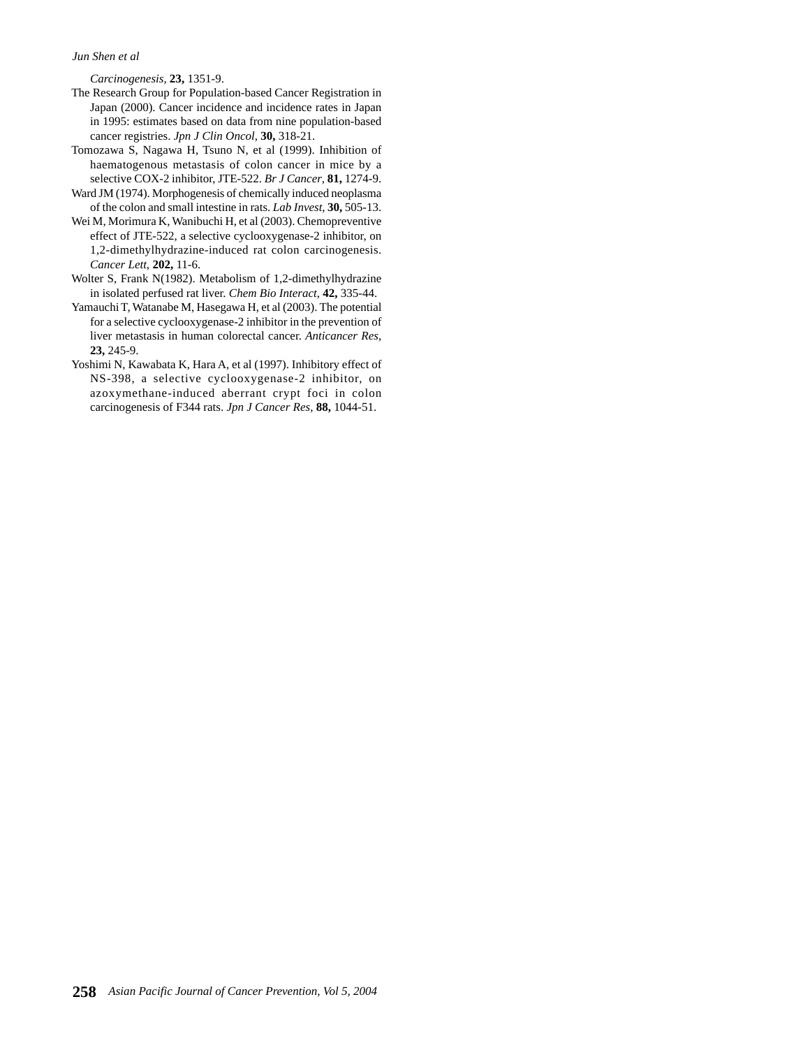Carcinogenesis, **23,** 1351-9.

The Research Group for Population-based Cancer Registration in Japan (2000). Cancer incidence and incidence rates in Japan in 1995: estimates based on data from nine population-based cancer registries. *Jpn J Clin Oncol,* **30,** 318-21.

Tomozawa S, Nagawa H, Tsuno N, et al (1999). Inhibition of haematogenous metastasis of colon cancer in mice by a selective COX-2 inhibitor, JTE-522. *Br J Cancer,* **81,** 1274-9.

Ward JM (1974). Morphogenesis of chemically induced neoplasma of the colon and small intestine in rats. *Lab Invest,* **30,** 505-13.

Wei M, Morimura K, Wanibuchi H, et al (2003). Chemopreventive effect of JTE-522, a selective cyclooxygenase-2 inhibitor, on 1,2-dimethylhydrazine-induced rat colon carcinogenesis. *Cancer Lett,* **202,** 11-6.

Wolter S, Frank N(1982). Metabolism of 1,2-dimethylhydrazine in isolated perfused rat liver. *Chem Bio Interact,* **42,** 335-44.

Yamauchi T, Watanabe M, Hasegawa H, et al (2003). The potential for a selective cyclooxygenase-2 inhibitor in the prevention of liver metastasis in human colorectal cancer. *Anticancer Res,* **23,** 245-9.

Yoshimi N, Kawabata K, Hara A, et al (1997). Inhibitory effect of NS-398, a selective cyclooxygenase-2 inhibitor, on azoxymethane-induced aberrant crypt foci in colon carcinogenesis of F344 rats. *Jpn J Cancer Res,* **88,** 1044-51.